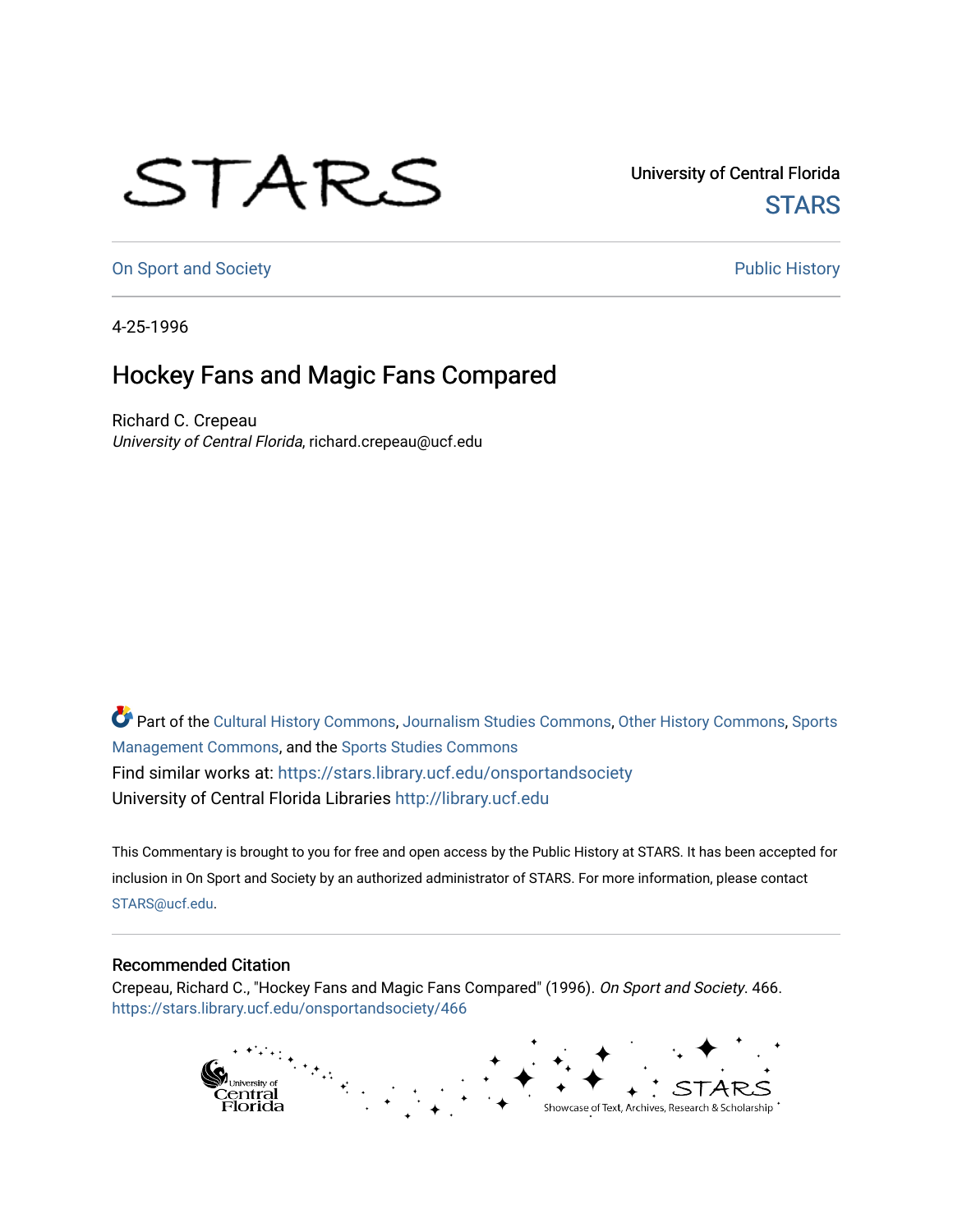University of Central Florida

STARS

On Sport and Society

Public History

4-25-1996

# Hockey Fans and Magic Fans Compared

Richard C. Crepeau
*University of Central Florida*, richard.crepeau@ucf.edu

Part of the Cultural History Commons, Journalism Studies Commons, Other History Commons, Sports Management Commons, and the Sports Studies Commons

Find similar works at: https://stars.library.ucf.edu/onsportandsociety

University of Central Florida Libraries http://library.ucf.edu

This Commentary is brought to you for free and open access by the Public History at STARS. It has been accepted for inclusion in On Sport and Society by an authorized administrator of STARS. For more information, please contact STARS@ucf.edu.

## Recommended Citation

Crepeau, Richard C., "Hockey Fans and Magic Fans Compared" (1996). *On Sport and Society*. 466.
https://stars.library.ucf.edu/onsportandsociety/466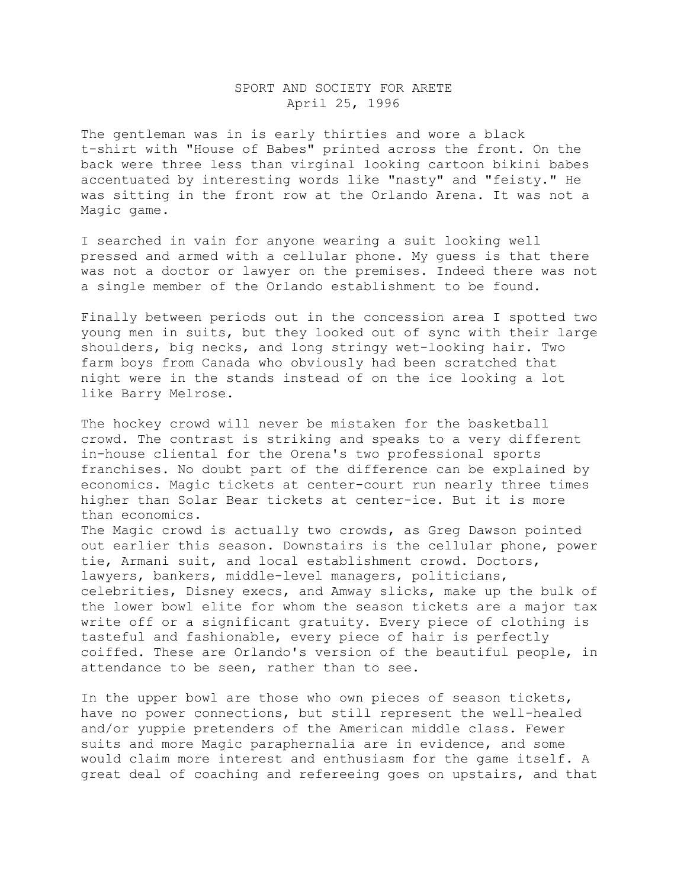SPORT AND SOCIETY FOR ARETE
April 25, 1996

The gentleman was in is early thirties and wore a black t-shirt with "House of Babes" printed across the front. On the back were three less than virginal looking cartoon bikini babes accentuated by interesting words like "nasty" and "feisty." He was sitting in the front row at the Orlando Arena. It was not a Magic game.

I searched in vain for anyone wearing a suit looking well pressed and armed with a cellular phone. My guess is that there was not a doctor or lawyer on the premises. Indeed there was not a single member of the Orlando establishment to be found.

Finally between periods out in the concession area I spotted two young men in suits, but they looked out of sync with their large shoulders, big necks, and long stringy wet-looking hair. Two farm boys from Canada who obviously had been scratched that night were in the stands instead of on the ice looking a lot like Barry Melrose.

The hockey crowd will never be mistaken for the basketball crowd. The contrast is striking and speaks to a very different in-house cliental for the Orena's two professional sports franchises. No doubt part of the difference can be explained by economics. Magic tickets at center-court run nearly three times higher than Solar Bear tickets at center-ice. But it is more than economics.

The Magic crowd is actually two crowds, as Greg Dawson pointed out earlier this season. Downstairs is the cellular phone, power tie, Armani suit, and local establishment crowd. Doctors, lawyers, bankers, middle-level managers, politicians, celebrities, Disney execs, and Amway slicks, make up the bulk of the lower bowl elite for whom the season tickets are a major tax write off or a significant gratuity. Every piece of clothing is tasteful and fashionable, every piece of hair is perfectly coiffed. These are Orlando's version of the beautiful people, in attendance to be seen, rather than to see.

In the upper bowl are those who own pieces of season tickets, have no power connections, but still represent the well-healed and/or yuppie pretenders of the American middle class. Fewer suits and more Magic paraphernalia are in evidence, and some would claim more interest and enthusiasm for the game itself. A great deal of coaching and refereeing goes on upstairs, and that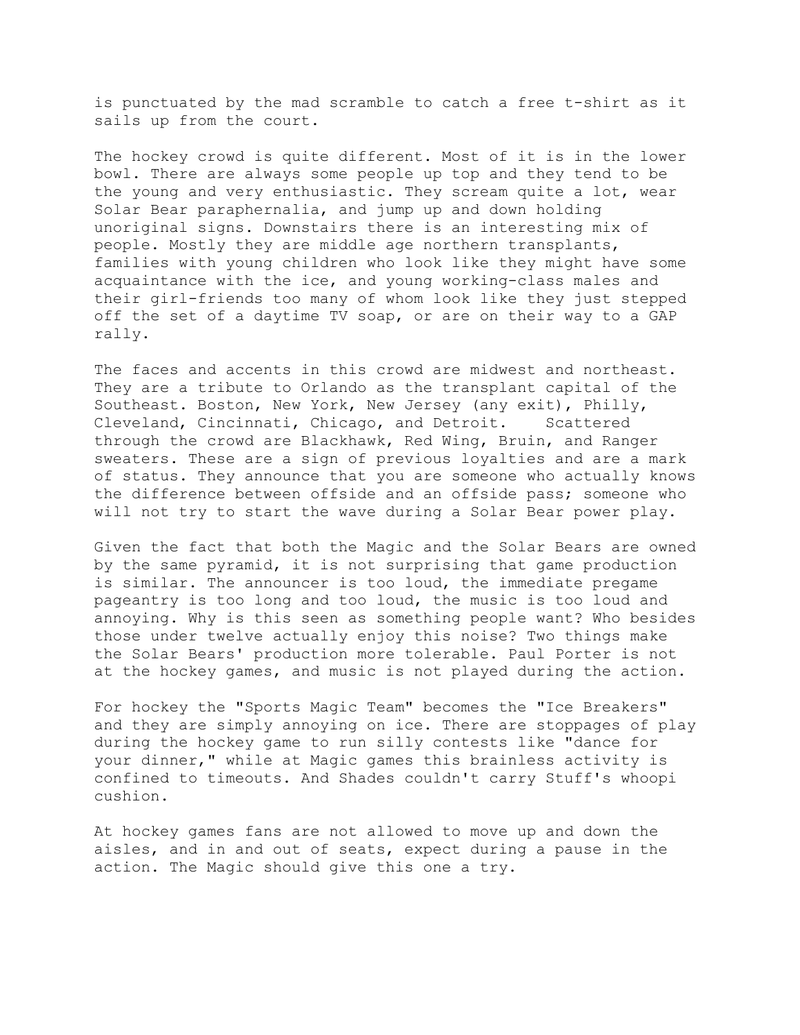is punctuated by the mad scramble to catch a free t-shirt as it sails up from the court.

The hockey crowd is quite different. Most of it is in the lower bowl. There are always some people up top and they tend to be the young and very enthusiastic. They scream quite a lot, wear Solar Bear paraphernalia, and jump up and down holding unoriginal signs. Downstairs there is an interesting mix of people. Mostly they are middle age northern transplants, families with young children who look like they might have some acquaintance with the ice, and young working-class males and their girl-friends too many of whom look like they just stepped off the set of a daytime TV soap, or are on their way to a GAP rally.

The faces and accents in this crowd are midwest and northeast. They are a tribute to Orlando as the transplant capital of the Southeast. Boston, New York, New Jersey (any exit), Philly, Cleveland, Cincinnati, Chicago, and Detroit. Scattered through the crowd are Blackhawk, Red Wing, Bruin, and Ranger sweaters. These are a sign of previous loyalties and are a mark of status. They announce that you are someone who actually knows the difference between offside and an offside pass; someone who will not try to start the wave during a Solar Bear power play.

Given the fact that both the Magic and the Solar Bears are owned by the same pyramid, it is not surprising that game production is similar. The announcer is too loud, the immediate pregame pageantry is too long and too loud, the music is too loud and annoying. Why is this seen as something people want? Who besides those under twelve actually enjoy this noise? Two things make the Solar Bears' production more tolerable. Paul Porter is not at the hockey games, and music is not played during the action.

For hockey the "Sports Magic Team" becomes the "Ice Breakers" and they are simply annoying on ice. There are stoppages of play during the hockey game to run silly contests like "dance for your dinner," while at Magic games this brainless activity is confined to timeouts. And Shades couldn't carry Stuff's whoopi cushion.

At hockey games fans are not allowed to move up and down the aisles, and in and out of seats, expect during a pause in the action. The Magic should give this one a try.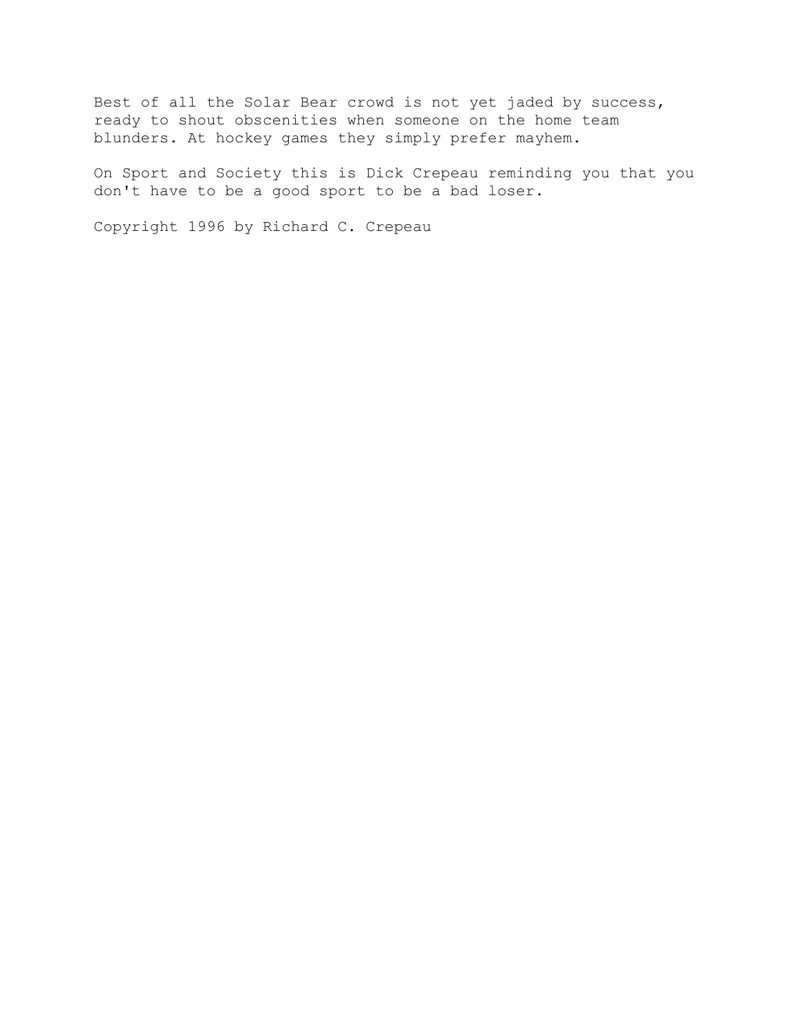Best of all the Solar Bear crowd is not yet jaded by success, ready to shout obscenities when someone on the home team blunders. At hockey games they simply prefer mayhem.

On Sport and Society this is Dick Crepeau reminding you that you don't have to be a good sport to be a bad loser.

Copyright 1996 by Richard C. Crepeau